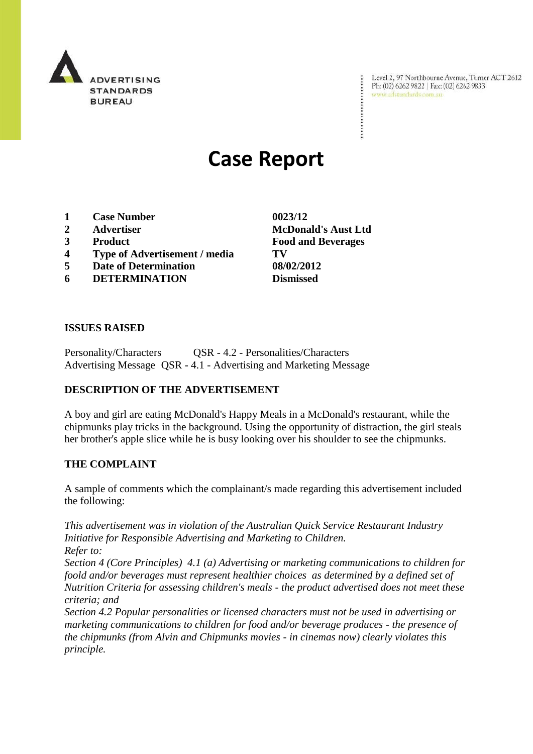ADVERTISING STANDARDS BUREAU

Level 2, 97 Northbourne Avenue, Turner ACT 2612
Ph: (02) 6262 9822 | Fax: (02) 6262 9833
www.adstandards.com.au

# Case Report

| | | |
|---|---|---|
| 1 | **Case Number** | **0023/12** |
| 2 | **Advertiser** | **McDonald's Aust Ltd** |
| 3 | **Product** | **Food and Beverages** |
| 4 | **Type of Advertisement / media** | **TV** |
| 5 | **Date of Determination** | **08/02/2012** |
| 6 | **DETERMINATION** | **Dismissed** |

**ISSUES RAISED**

Personality/Characters QSR - 4.2 - Personalities/Characters
Advertising Message QSR - 4.1 - Advertising and Marketing Message

**DESCRIPTION OF THE ADVERTISEMENT**

A boy and girl are eating McDonald's Happy Meals in a McDonald's restaurant, while the chipmunks play tricks in the background. Using the opportunity of distraction, the girl steals her brother's apple slice while he is busy looking over his shoulder to see the chipmunks.

**THE COMPLAINT**

A sample of comments which the complainant/s made regarding this advertisement included the following:

*This advertisement was in violation of the Australian Quick Service Restaurant Industry Initiative for Responsible Advertising and Marketing to Children.*
*Refer to:*
*Section 4 (Core Principles) 4.1 (a) Advertising or marketing communications to children for foold and/or beverages must represent healthier choices as determined by a defined set of Nutrition Criteria for assessing children's meals - the product advertised does not meet these criteria; and*
*Section 4.2 Popular personalities or licensed characters must not be used in advertising or marketing communications to children for food and/or beverage produces - the presence of the chipmunks (from Alvin and Chipmunks movies - in cinemas now) clearly violates this principle.*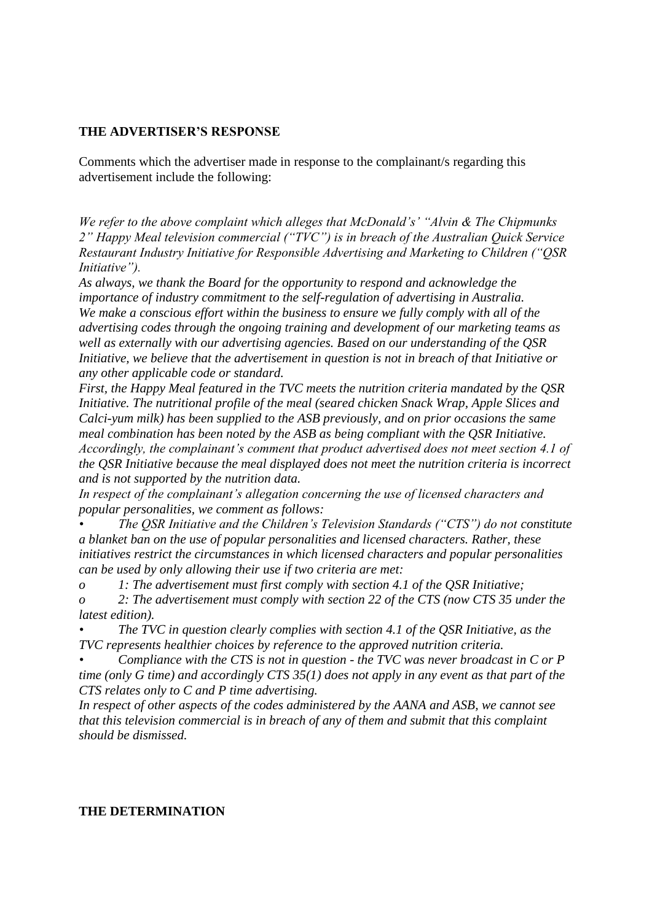**THE ADVERTISER'S RESPONSE**

Comments which the advertiser made in response to the complainant/s regarding this advertisement include the following:

*We refer to the above complaint which alleges that McDonald's' "Alvin & The Chipmunks 2" Happy Meal television commercial ("TVC") is in breach of the Australian Quick Service Restaurant Industry Initiative for Responsible Advertising and Marketing to Children ("QSR Initiative").*

*As always, we thank the Board for the opportunity to respond and acknowledge the importance of industry commitment to the self-regulation of advertising in Australia.*

*We make a conscious effort within the business to ensure we fully comply with all of the advertising codes through the ongoing training and development of our marketing teams as well as externally with our advertising agencies. Based on our understanding of the QSR Initiative, we believe that the advertisement in question is not in breach of that Initiative or any other applicable code or standard.*

*First, the Happy Meal featured in the TVC meets the nutrition criteria mandated by the QSR Initiative. The nutritional profile of the meal (seared chicken Snack Wrap, Apple Slices and Calci-yum milk) has been supplied to the ASB previously, and on prior occasions the same meal combination has been noted by the ASB as being compliant with the QSR Initiative.*

*Accordingly, the complainant's comment that product advertised does not meet section 4.1 of the QSR Initiative because the meal displayed does not meet the nutrition criteria is incorrect and is not supported by the nutrition data.*

*In respect of the complainant's allegation concerning the use of licensed characters and popular personalities, we comment as follows:*

- *The QSR Initiative and the Children's Television Standards ("CTS") do not constitute a blanket ban on the use of popular personalities and licensed characters. Rather, these initiatives restrict the circumstances in which licensed characters and popular personalities can be used by only allowing their use if two criteria are met:*
  - *1: The advertisement must first comply with section 4.1 of the QSR Initiative;*
  - *2: The advertisement must comply with section 22 of the CTS (now CTS 35 under the latest edition).*
- *The TVC in question clearly complies with section 4.1 of the QSR Initiative, as the TVC represents healthier choices by reference to the approved nutrition criteria.*
- *Compliance with the CTS is not in question - the TVC was never broadcast in C or P time (only G time) and accordingly CTS 35(1) does not apply in any event as that part of the CTS relates only to C and P time advertising.*

*In respect of other aspects of the codes administered by the AANA and ASB, we cannot see that this television commercial is in breach of any of them and submit that this complaint should be dismissed.*

**THE DETERMINATION**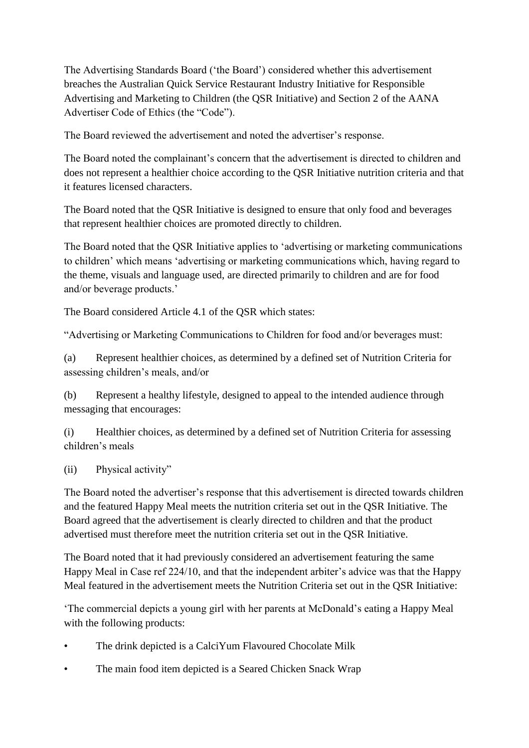The Advertising Standards Board ('the Board') considered whether this advertisement breaches the Australian Quick Service Restaurant Industry Initiative for Responsible Advertising and Marketing to Children (the QSR Initiative) and Section 2 of the AANA Advertiser Code of Ethics (the "Code").

The Board reviewed the advertisement and noted the advertiser's response.

The Board noted the complainant's concern that the advertisement is directed to children and does not represent a healthier choice according to the QSR Initiative nutrition criteria and that it features licensed characters.

The Board noted that the QSR Initiative is designed to ensure that only food and beverages that represent healthier choices are promoted directly to children.

The Board noted that the QSR Initiative applies to 'advertising or marketing communications to children' which means 'advertising or marketing communications which, having regard to the theme, visuals and language used, are directed primarily to children and are for food and/or beverage products.'

The Board considered Article 4.1 of the QSR which states:

"Advertising or Marketing Communications to Children for food and/or beverages must:

(a) Represent healthier choices, as determined by a defined set of Nutrition Criteria for assessing children's meals, and/or

(b) Represent a healthy lifestyle, designed to appeal to the intended audience through messaging that encourages:

(i) Healthier choices, as determined by a defined set of Nutrition Criteria for assessing children's meals

(ii) Physical activity"

The Board noted the advertiser's response that this advertisement is directed towards children and the featured Happy Meal meets the nutrition criteria set out in the QSR Initiative. The Board agreed that the advertisement is clearly directed to children and that the product advertised must therefore meet the nutrition criteria set out in the QSR Initiative.

The Board noted that it had previously considered an advertisement featuring the same Happy Meal in Case ref 224/10, and that the independent arbiter's advice was that the Happy Meal featured in the advertisement meets the Nutrition Criteria set out in the QSR Initiative:

'The commercial depicts a young girl with her parents at McDonald's eating a Happy Meal with the following products:

- The drink depicted is a CalciYum Flavoured Chocolate Milk
- The main food item depicted is a Seared Chicken Snack Wrap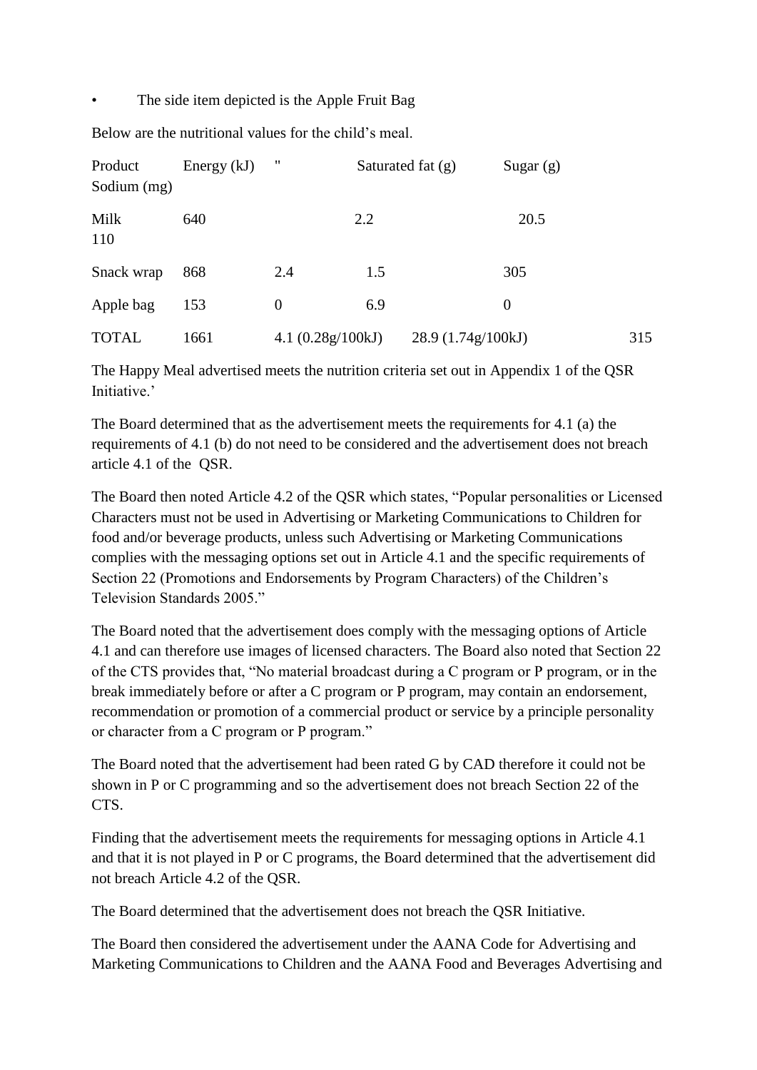- The side item depicted is the Apple Fruit Bag

Below are the nutritional values for the child's meal.

| Product | Energy (kJ) | " | Saturated fat (g) | Sugar (g) | Sodium (mg) |
|---|---|---|---|---|---|
| Milk | 640 | | 2.2 | 20.5 | 110 |
| Snack wrap | 868 | 2.4 | 1.5 | 305 | |
| Apple bag | 153 | 0 | 6.9 | 0 | |
| TOTAL | 1661 | 4.1 (0.28g/100kJ) | | 28.9 (1.74g/100kJ) | 315 |

The Happy Meal advertised meets the nutrition criteria set out in Appendix 1 of the QSR Initiative.'

The Board determined that as the advertisement meets the requirements for 4.1 (a) the requirements of 4.1 (b) do not need to be considered and the advertisement does not breach article 4.1 of the QSR.

The Board then noted Article 4.2 of the QSR which states, "Popular personalities or Licensed Characters must not be used in Advertising or Marketing Communications to Children for food and/or beverage products, unless such Advertising or Marketing Communications complies with the messaging options set out in Article 4.1 and the specific requirements of Section 22 (Promotions and Endorsements by Program Characters) of the Children's Television Standards 2005."

The Board noted that the advertisement does comply with the messaging options of Article 4.1 and can therefore use images of licensed characters. The Board also noted that Section 22 of the CTS provides that, "No material broadcast during a C program or P program, or in the break immediately before or after a C program or P program, may contain an endorsement, recommendation or promotion of a commercial product or service by a principle personality or character from a C program or P program."

The Board noted that the advertisement had been rated G by CAD therefore it could not be shown in P or C programming and so the advertisement does not breach Section 22 of the CTS.

Finding that the advertisement meets the requirements for messaging options in Article 4.1 and that it is not played in P or C programs, the Board determined that the advertisement did not breach Article 4.2 of the QSR.

The Board determined that the advertisement does not breach the QSR Initiative.

The Board then considered the advertisement under the AANA Code for Advertising and Marketing Communications to Children and the AANA Food and Beverages Advertising and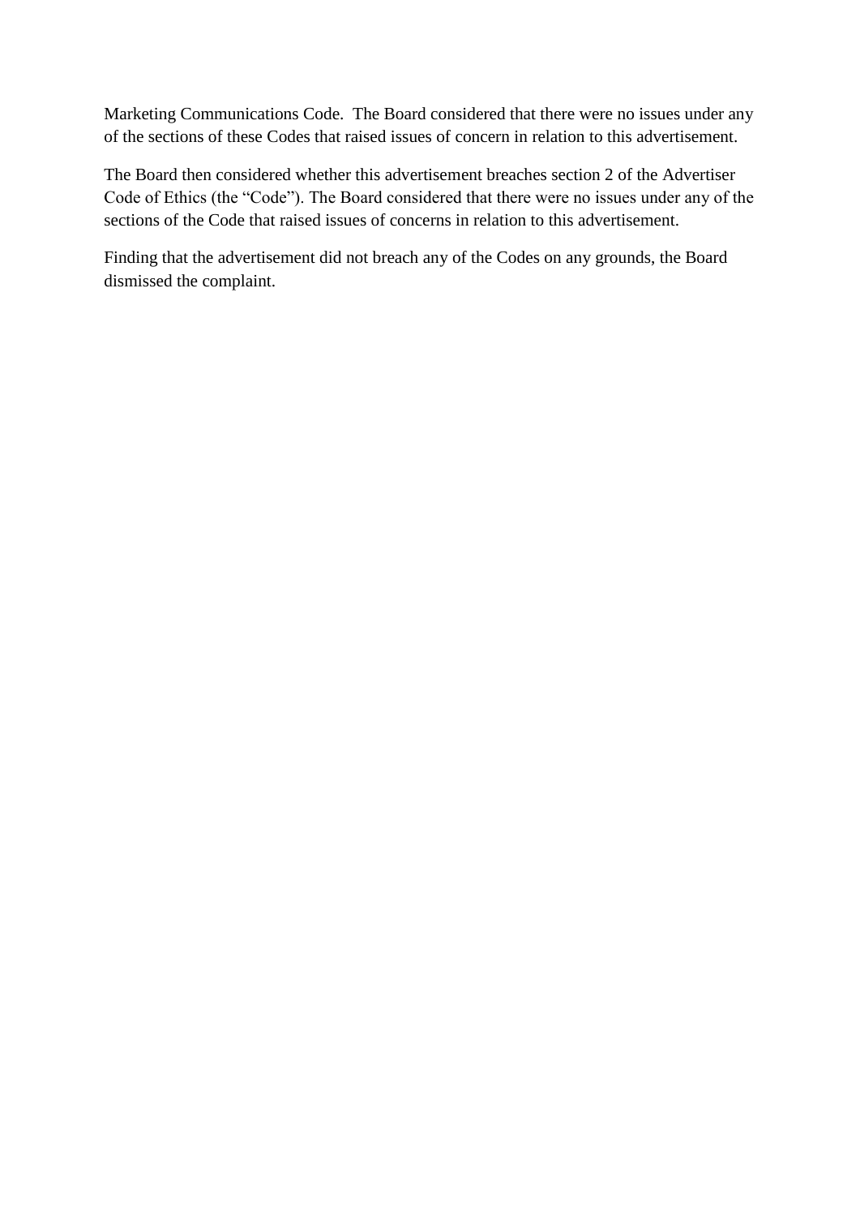Marketing Communications Code. The Board considered that there were no issues under any of the sections of these Codes that raised issues of concern in relation to this advertisement.

The Board then considered whether this advertisement breaches section 2 of the Advertiser Code of Ethics (the "Code"). The Board considered that there were no issues under any of the sections of the Code that raised issues of concerns in relation to this advertisement.

Finding that the advertisement did not breach any of the Codes on any grounds, the Board dismissed the complaint.